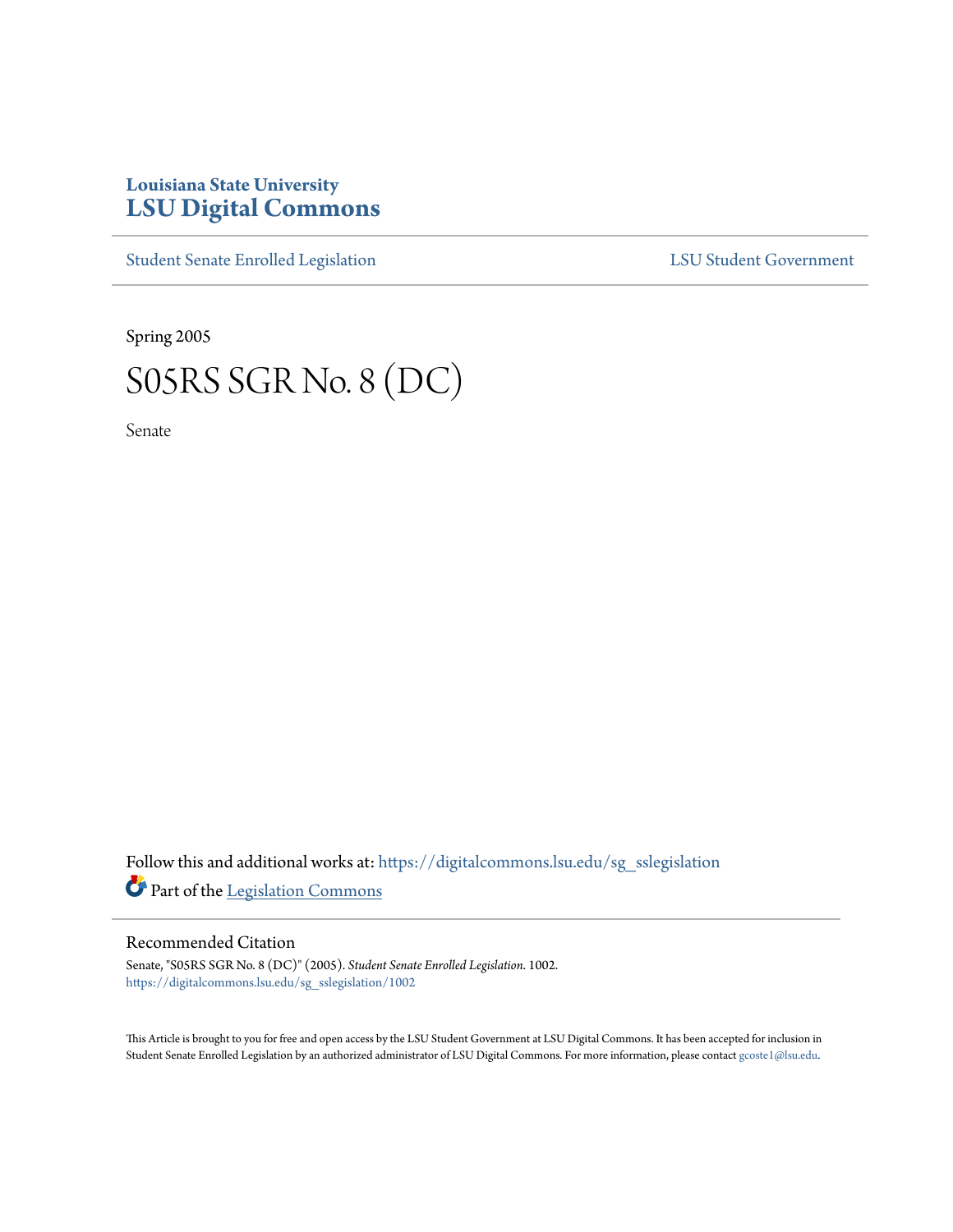Louisiana State University

# LSU Digital Commons

Student Senate Enrolled Legislation | LSU Student Government

Spring 2005

# S05RS SGR No. 8 (DC)

Senate

Follow this and additional works at: https://digitalcommons.lsu.edu/sg_sslegislation

Part of the Legislation Commons

## Recommended Citation

Senate, "S05RS SGR No. 8 (DC)" (2005). *Student Senate Enrolled Legislation*. 1002.
https://digitalcommons.lsu.edu/sg_sslegislation/1002

This Article is brought to you for free and open access by the LSU Student Government at LSU Digital Commons. It has been accepted for inclusion in Student Senate Enrolled Legislation by an authorized administrator of LSU Digital Commons. For more information, please contact gcoste1@lsu.edu.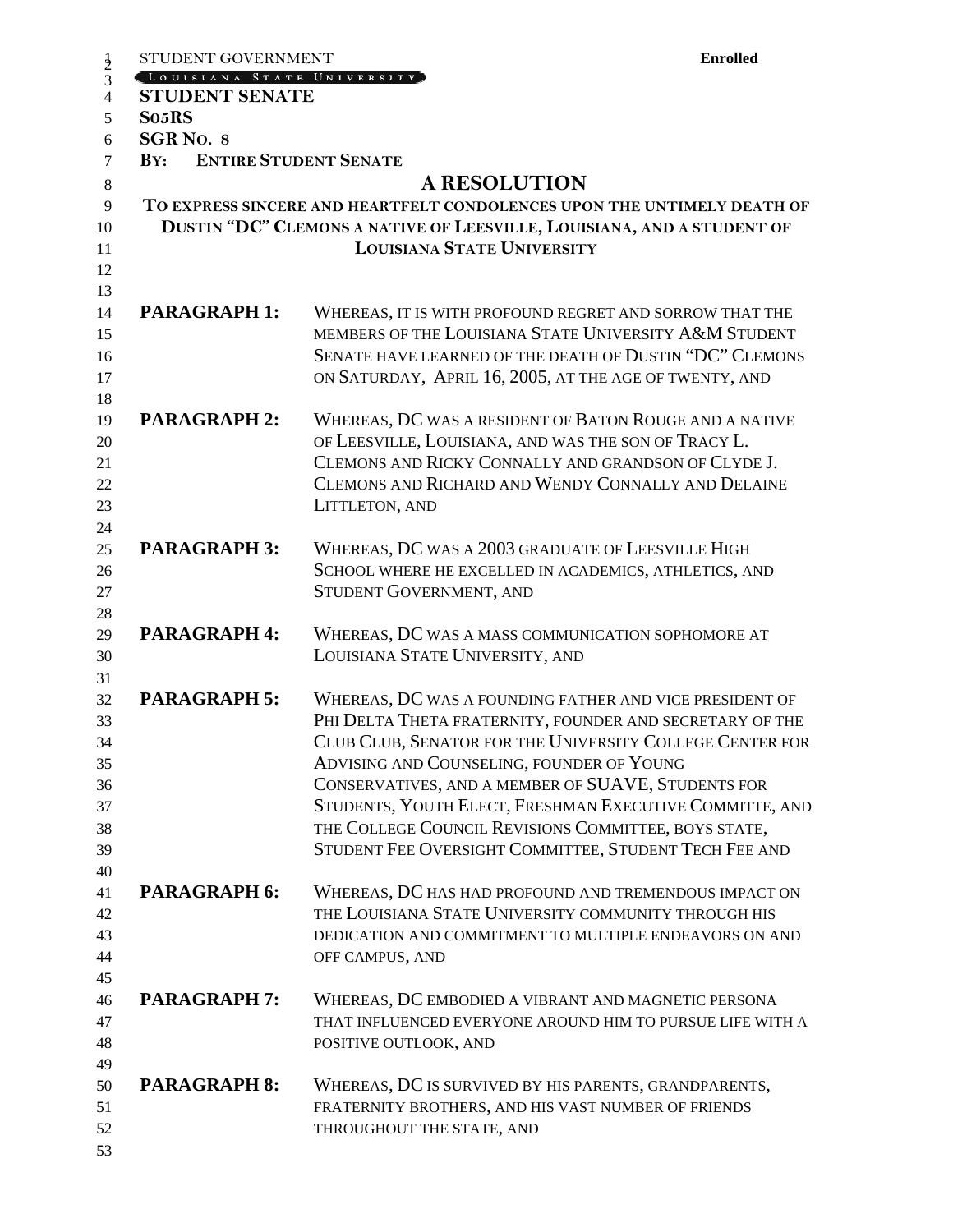STUDENT GOVERNMENT

LOUISIANA STATE UNIVERSITY

**Enrolled**

**STUDENT SENATE**

**S05RS**

**SGR NO. 8**

**BY: ENTIRE STUDENT SENATE**

# A RESOLUTION

**TO EXPRESS SINCERE AND HEARTFELT CONDOLENCES UPON THE UNTIMELY DEATH OF DUSTIN "DC" CLEMONS A NATIVE OF LEESVILLE, LOUISIANA, AND A STUDENT OF LOUISIANA STATE UNIVERSITY**

**PARAGRAPH 1:** WHEREAS, IT IS WITH PROFOUND REGRET AND SORROW THAT THE MEMBERS OF THE LOUISIANA STATE UNIVERSITY A&M STUDENT SENATE HAVE LEARNED OF THE DEATH OF DUSTIN "DC" CLEMONS ON SATURDAY, APRIL 16, 2005, AT THE AGE OF TWENTY, AND

**PARAGRAPH 2:** WHEREAS, DC WAS A RESIDENT OF BATON ROUGE AND A NATIVE OF LEESVILLE, LOUISIANA, AND WAS THE SON OF TRACY L. CLEMONS AND RICKY CONNALLY AND GRANDSON OF CLYDE J. CLEMONS AND RICHARD AND WENDY CONNALLY AND DELAINE LITTLETON, AND

**PARAGRAPH 3:** WHEREAS, DC WAS A 2003 GRADUATE OF LEESVILLE HIGH SCHOOL WHERE HE EXCELLED IN ACADEMICS, ATHLETICS, AND STUDENT GOVERNMENT, AND

**PARAGRAPH 4:** WHEREAS, DC WAS A MASS COMMUNICATION SOPHOMORE AT LOUISIANA STATE UNIVERSITY, AND

**PARAGRAPH 5:** WHEREAS, DC WAS A FOUNDING FATHER AND VICE PRESIDENT OF PHI DELTA THETA FRATERNITY, FOUNDER AND SECRETARY OF THE CLUB CLUB, SENATOR FOR THE UNIVERSITY COLLEGE CENTER FOR ADVISING AND COUNSELING, FOUNDER OF YOUNG CONSERVATIVES, AND A MEMBER OF SUAVE, STUDENTS FOR STUDENTS, YOUTH ELECT, FRESHMAN EXECUTIVE COMMITTE, AND THE COLLEGE COUNCIL REVISIONS COMMITTEE, BOYS STATE, STUDENT FEE OVERSIGHT COMMITTEE, STUDENT TECH FEE AND

**PARAGRAPH 6:** WHEREAS, DC HAS HAD PROFOUND AND TREMENDOUS IMPACT ON THE LOUISIANA STATE UNIVERSITY COMMUNITY THROUGH HIS DEDICATION AND COMMITMENT TO MULTIPLE ENDEAVORS ON AND OFF CAMPUS, AND

**PARAGRAPH 7:** WHEREAS, DC EMBODIED A VIBRANT AND MAGNETIC PERSONA THAT INFLUENCED EVERYONE AROUND HIM TO PURSUE LIFE WITH A POSITIVE OUTLOOK, AND

**PARAGRAPH 8:** WHEREAS, DC IS SURVIVED BY HIS PARENTS, GRANDPARENTS, FRATERNITY BROTHERS, AND HIS VAST NUMBER OF FRIENDS THROUGHOUT THE STATE, AND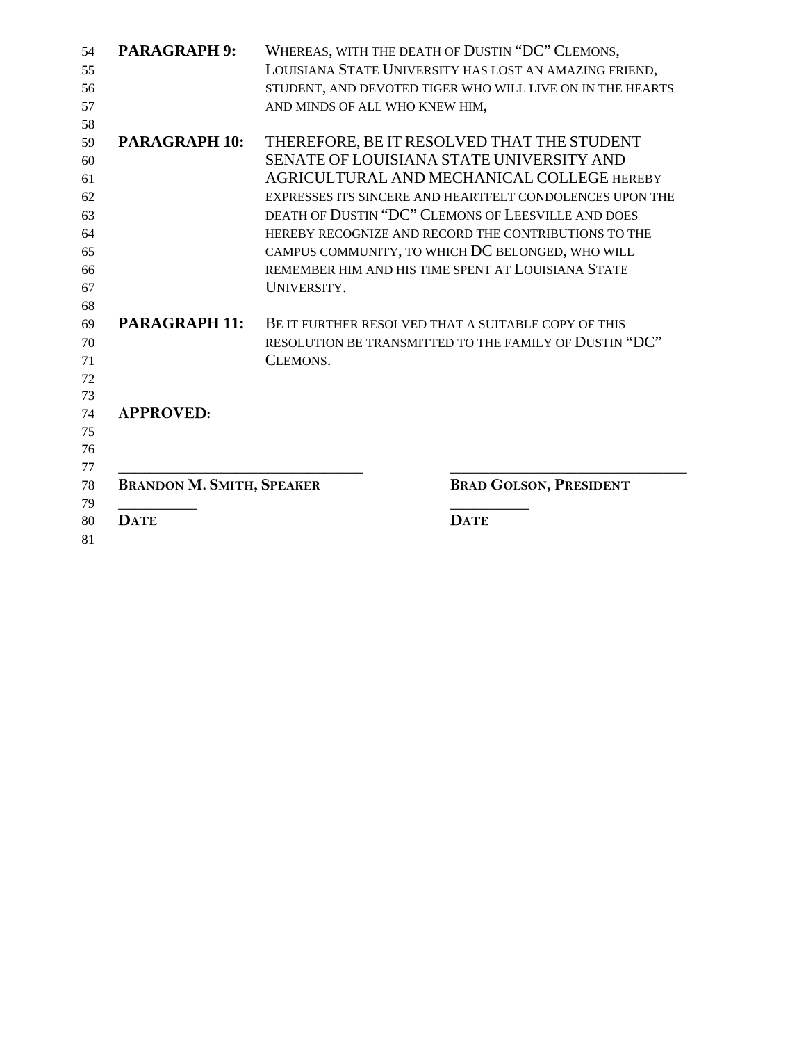**PARAGRAPH 9:** WHEREAS, WITH THE DEATH OF DUSTIN "DC" CLEMONS, LOUISIANA STATE UNIVERSITY HAS LOST AN AMAZING FRIEND, STUDENT, AND DEVOTED TIGER WHO WILL LIVE ON IN THE HEARTS AND MINDS OF ALL WHO KNEW HIM,

**PARAGRAPH 10:** THEREFORE, BE IT RESOLVED THAT THE STUDENT SENATE OF LOUISIANA STATE UNIVERSITY AND AGRICULTURAL AND MECHANICAL COLLEGE HEREBY EXPRESSES ITS SINCERE AND HEARTFELT CONDOLENCES UPON THE DEATH OF DUSTIN "DC" CLEMONS OF LEESVILLE AND DOES HEREBY RECOGNIZE AND RECORD THE CONTRIBUTIONS TO THE CAMPUS COMMUNITY, TO WHICH DC BELONGED, WHO WILL REMEMBER HIM AND HIS TIME SPENT AT LOUISIANA STATE UNIVERSITY.

**PARAGRAPH 11:** BE IT FURTHER RESOLVED THAT A SUITABLE COPY OF THIS RESOLUTION BE TRANSMITTED TO THE FAMILY OF DUSTIN "DC" CLEMONS.

**APPROVED:**

| | |
|---|---|
| _______________________________ | _______________________________ |
| **BRANDON M. SMITH, SPEAKER** | **BRAD GOLSON, PRESIDENT** |
| __________ | __________ |
| **DATE** | **DATE** |